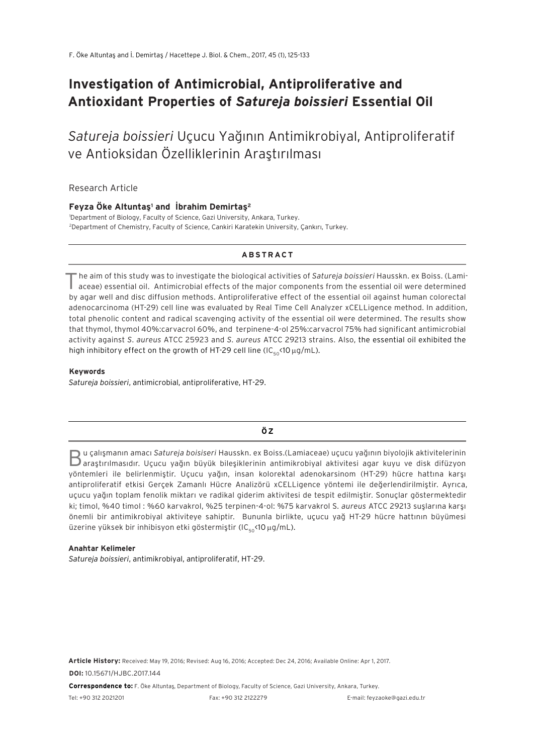# Investigation of Antimicrobial, Antiproliferative and Antioxidant Properties of *Satureja boissieri* Essential Oil

## *Satureja boissieri* Uçucu Yağının Antimikrobiyal, Antiproliferatif ve Antioksidan Özelliklerinin Araştırılması

Research Article

**Feyza Öke Altuntaş[1] and İbrahim Demirtaş[2]**

[1]Department of Biology, Faculty of Science, Gazi University, Ankara, Turkey.
[2]Department of Chemistry, Faculty of Science, Cankiri Karatekin University, Çankırı, Turkey.

### ABSTRACT

The aim of this study was to investigate the biological activities of *Satureja boissieri* Hausskn. ex Boiss. (Lamiaceae) essential oil. Antimicrobial effects of the major components from the essential oil were determined by agar well and disc diffusion methods. Antiproliferative effect of the essential oil against human colorectal adenocarcinoma (HT-29) cell line was evaluated by Real Time Cell Analyzer xCELLigence method. In addition, total phenolic content and radical scavenging activity of the essential oil were determined. The results show that thymol, thymol 40%:carvacrol 60%, and terpinene-4-ol 25%:carvacrol 75% had significant antimicrobial activity against *S. aureus* ATCC 25923 and *S. aureus* ATCC 29213 strains. Also, the essential oil exhibited the high inhibitory effect on the growth of HT-29 cell line ($IC_{50}$<10 μg/mL).

**Keywords**

*Satureja boissieri*, antimicrobial, antiproliferative, HT-29.

### ÖZ

Bu çalışmanın amacı *Satureja boisiseri* Hausskn. ex Boiss.(Lamiaceae) uçucu yağının biyolojik aktivitelerinin araştırılmasıdır. Uçucu yağın büyük bileşiklerinin antimikrobiyal aktivitesi agar kuyu ve disk difüzyon yöntemleri ile belirlenmiştir. Uçucu yağın, insan kolorektal adenokarsinom (HT-29) hücre hattına karşı antiproliferatif etkisi Gerçek Zamanlı Hücre Analizörü xCELLigence yöntemi ile değerlendirilmiştir. Ayrıca, uçucu yağın toplam fenolik miktarı ve radikal giderim aktivitesi de tespit edilmiştir. Sonuçlar göstermektedir ki; timol, %40 timol : %60 karvakrol, %25 terpinen-4-ol: %75 karvakrol S. *aureus* ATCC 29213 suşlarına karşı önemli bir antimikrobiyal aktiviteye sahiptir. Bununla birlikte, uçucu yağ HT-29 hücre hattının büyümesi üzerine yüksek bir inhibisyon etki göstermiştir ($IC_{50}$<10 μg/mL).

**Anahtar Kelimeler**

*Satureja boissieri*, antimikrobiyal, antiproliferatif, HT-29.

**Article History:** Received: May 19, 2016; Revised: Aug 16, 2016; Accepted: Dec 24, 2016; Available Online: Apr 1, 2017.

**DOI:** 10.15671/HJBC.2017.144

**Correspondence to:** F. Öke Altuntaş, Department of Biology, Faculty of Science, Gazi University, Ankara, Turkey.

Tel: +90 312 2021201 Fax: +90 312 2122279 E-mail: feyzaoke@gazi.edu.tr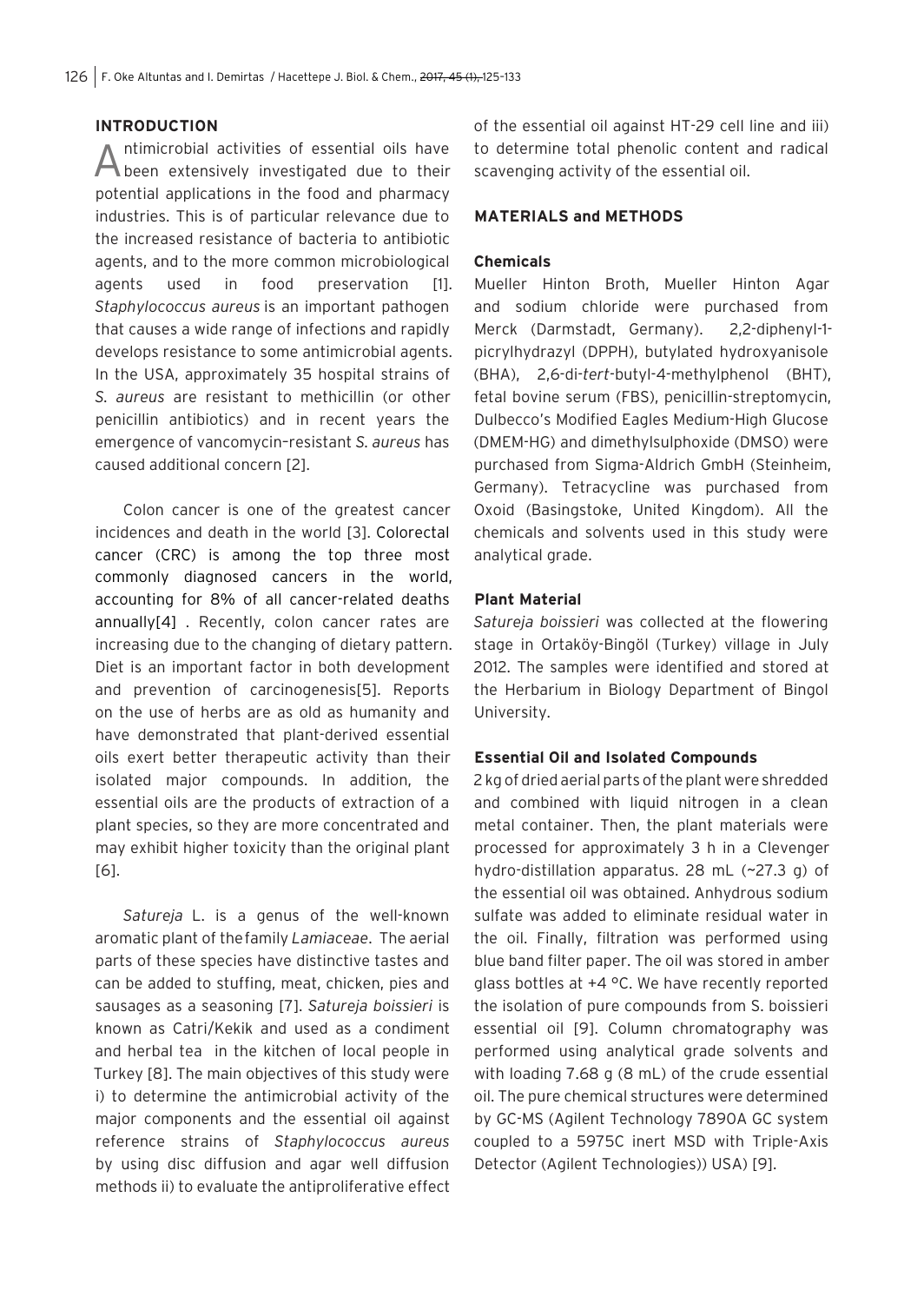## INTRODUCTION

Antimicrobial activities of essential oils have been extensively investigated due to their potential applications in the food and pharmacy industries. This is of particular relevance due to the increased resistance of bacteria to antibiotic agents, and to the more common microbiological agents used in food preservation [1]. *Staphylococcus aureus* is an important pathogen that causes a wide range of infections and rapidly develops resistance to some antimicrobial agents. In the USA, approximately 35 hospital strains of *S. aureus* are resistant to methicillin (or other penicillin antibiotics) and in recent years the emergence of vancomycin–resistant *S. aureus* has caused additional concern [2].

Colon cancer is one of the greatest cancer incidences and death in the world [3]. Colorectal cancer (CRC) is among the top three most commonly diagnosed cancers in the world, accounting for 8% of all cancer-related deaths annually[4] . Recently, colon cancer rates are increasing due to the changing of dietary pattern. Diet is an important factor in both development and prevention of carcinogenesis[5]. Reports on the use of herbs are as old as humanity and have demonstrated that plant-derived essential oils exert better therapeutic activity than their isolated major compounds. In addition, the essential oils are the products of extraction of a plant species, so they are more concentrated and may exhibit higher toxicity than the original plant [6].

*Satureja* L. is a genus of the well-known aromatic plant of the family *Lamiaceae*. The aerial parts of these species have distinctive tastes and can be added to stuffing, meat, chicken, pies and sausages as a seasoning [7]. *Satureja boissieri* is known as Catri/Kekik and used as a condiment and herbal tea in the kitchen of local people in Turkey [8]. The main objectives of this study were i) to determine the antimicrobial activity of the major components and the essential oil against reference strains of *Staphylococcus aureus* by using disc diffusion and agar well diffusion methods ii) to evaluate the antiproliferative effect of the essential oil against HT-29 cell line and iii) to determine total phenolic content and radical scavenging activity of the essential oil.

## MATERIALS and METHODS

### Chemicals

Mueller Hinton Broth, Mueller Hinton Agar and sodium chloride were purchased from Merck (Darmstadt, Germany). 2,2-diphenyl-1-picrylhydrazyl (DPPH), butylated hydroxyanisole (BHA), 2,6-di-*tert*-butyl-4-methylphenol (BHT), fetal bovine serum (FBS), penicillin-streptomycin, Dulbecco's Modified Eagles Medium-High Glucose (DMEM-HG) and dimethylsulphoxide (DMSO) were purchased from Sigma-Aldrich GmbH (Steinheim, Germany). Tetracycline was purchased from Oxoid (Basingstoke, United Kingdom). All the chemicals and solvents used in this study were analytical grade.

### Plant Material

*Satureja boissieri* was collected at the flowering stage in Ortaköy-Bingöl (Turkey) village in July 2012. The samples were identified and stored at the Herbarium in Biology Department of Bingol University.

### Essential Oil and Isolated Compounds

2 kg of dried aerial parts of the plant were shredded and combined with liquid nitrogen in a clean metal container. Then, the plant materials were processed for approximately 3 h in a Clevenger hydro-distillation apparatus. 28 mL (~27.3 g) of the essential oil was obtained. Anhydrous sodium sulfate was added to eliminate residual water in the oil. Finally, filtration was performed using blue band filter paper. The oil was stored in amber glass bottles at +4 °C. We have recently reported the isolation of pure compounds from S. boissieri essential oil [9]. Column chromatography was performed using analytical grade solvents and with loading 7.68 g (8 mL) of the crude essential oil. The pure chemical structures were determined by GC-MS (Agilent Technology 7890A GC system coupled to a 5975C inert MSD with Triple-Axis Detector (Agilent Technologies)) USA) [9].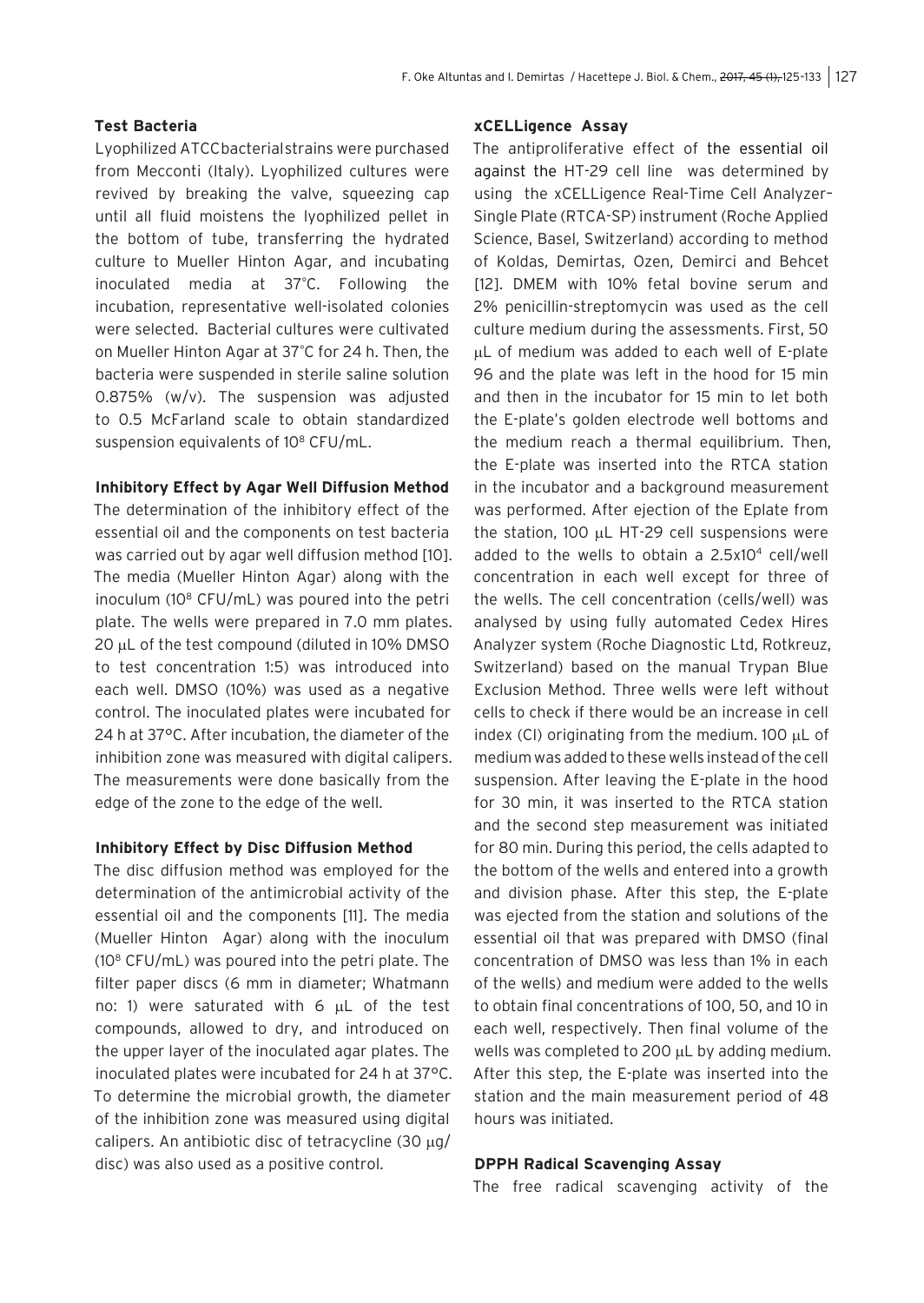### Test Bacteria

Lyophilized ATCC bacterial strains were purchased from Mecconti (Italy). Lyophilized cultures were revived by breaking the valve, squeezing cap until all fluid moistens the lyophilized pellet in the bottom of tube, transferring the hydrated culture to Mueller Hinton Agar, and incubating inoculated media at 37°C. Following the incubation, representative well-isolated colonies were selected. Bacterial cultures were cultivated on Mueller Hinton Agar at 37°C for 24 h. Then, the bacteria were suspended in sterile saline solution 0.875% (w/v). The suspension was adjusted to 0.5 McFarland scale to obtain standardized suspension equivalents of $10^8$ CFU/mL.

### Inhibitory Effect by Agar Well Diffusion Method

The determination of the inhibitory effect of the essential oil and the components on test bacteria was carried out by agar well diffusion method [10]. The media (Mueller Hinton Agar) along with the inoculum ($10^8$ CFU/mL) was poured into the petri plate. The wells were prepared in 7.0 mm plates. 20 μL of the test compound (diluted in 10% DMSO to test concentration 1:5) was introduced into each well. DMSO (10%) was used as a negative control. The inoculated plates were incubated for 24 h at 37°C. After incubation, the diameter of the inhibition zone was measured with digital calipers. The measurements were done basically from the edge of the zone to the edge of the well.

### Inhibitory Effect by Disc Diffusion Method

The disc diffusion method was employed for the determination of the antimicrobial activity of the essential oil and the components [11]. The media (Mueller Hinton Agar) along with the inoculum ($10^8$ CFU/mL) was poured into the petri plate. The filter paper discs (6 mm in diameter; Whatmann no: 1) were saturated with 6 μL of the test compounds, allowed to dry, and introduced on the upper layer of the inoculated agar plates. The inoculated plates were incubated for 24 h at 37°C. To determine the microbial growth, the diameter of the inhibition zone was measured using digital calipers. An antibiotic disc of tetracycline (30 μg/disc) was also used as a positive control.

### xCELLigence Assay

The antiproliferative effect of the essential oil against the HT-29 cell line was determined by using the xCELLigence Real-Time Cell Analyzer–Single Plate (RTCA-SP) instrument (Roche Applied Science, Basel, Switzerland) according to method of Koldas, Demirtas, Ozen, Demirci and Behcet [12]. DMEM with 10% fetal bovine serum and 2% penicillin-streptomycin was used as the cell culture medium during the assessments. First, 50 μL of medium was added to each well of E-plate 96 and the plate was left in the hood for 15 min and then in the incubator for 15 min to let both the E-plate's golden electrode well bottoms and the medium reach a thermal equilibrium. Then, the E-plate was inserted into the RTCA station in the incubator and a background measurement was performed. After ejection of the Eplate from the station, 100 μL HT-29 cell suspensions were added to the wells to obtain a $2.5 \times 10^4$ cell/well concentration in each well except for three of the wells. The cell concentration (cells/well) was analysed by using fully automated Cedex Hires Analyzer system (Roche Diagnostic Ltd, Rotkreuz, Switzerland) based on the manual Trypan Blue Exclusion Method. Three wells were left without cells to check if there would be an increase in cell index (CI) originating from the medium. 100 μL of medium was added to these wells instead of the cell suspension. After leaving the E-plate in the hood for 30 min, it was inserted to the RTCA station and the second step measurement was initiated for 80 min. During this period, the cells adapted to the bottom of the wells and entered into a growth and division phase. After this step, the E-plate was ejected from the station and solutions of the essential oil that was prepared with DMSO (final concentration of DMSO was less than 1% in each of the wells) and medium were added to the wells to obtain final concentrations of 100, 50, and 10 in each well, respectively. Then final volume of the wells was completed to 200 μL by adding medium. After this step, the E-plate was inserted into the station and the main measurement period of 48 hours was initiated.

### DPPH Radical Scavenging Assay

The free radical scavenging activity of the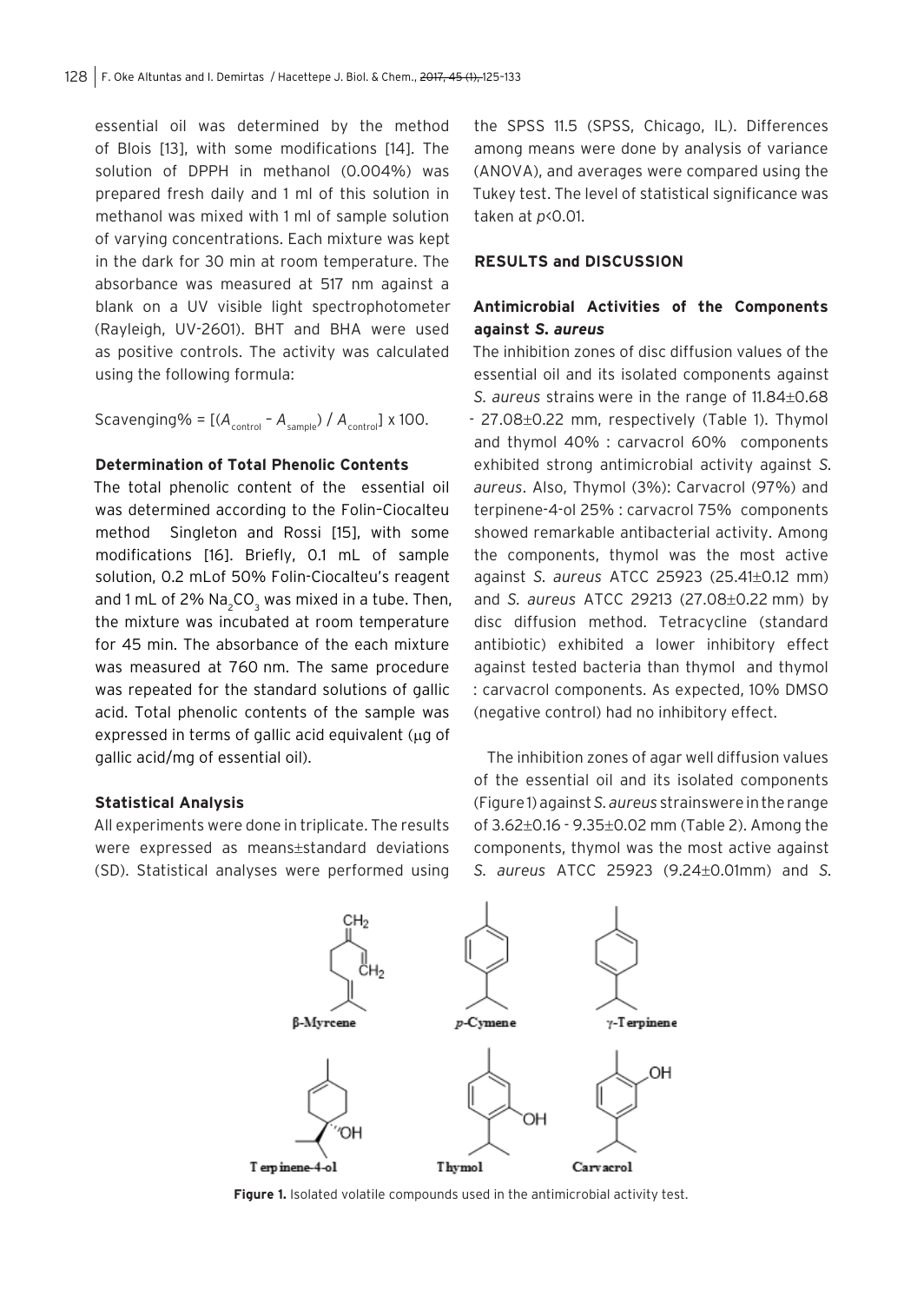essential oil was determined by the method of Blois [13], with some modifications [14]. The solution of DPPH in methanol (0.004%) was prepared fresh daily and 1 ml of this solution in methanol was mixed with 1 ml of sample solution of varying concentrations. Each mixture was kept in the dark for 30 min at room temperature. The absorbance was measured at 517 nm against a blank on a UV visible light spectrophotometer (Rayleigh, UV-2601). BHT and BHA were used as positive controls. The activity was calculated using the following formula:

$$\text{Scavenging\%} = [(A_{\text{control}} - A_{\text{sample}}) / A_{\text{control}}] \times 100.$$

### Determination of Total Phenolic Contents

The total phenolic content of the essential oil was determined according to the Folin–Ciocalteu method Singleton and Rossi [15], with some modifications [16]. Briefly, 0.1 mL of sample solution, 0.2 mLof 50% Folin-Ciocalteu's reagent and 1 mL of 2% $Na_2CO_3$ was mixed in a tube. Then, the mixture was incubated at room temperature for 45 min. The absorbance of the each mixture was measured at 760 nm. The same procedure was repeated for the standard solutions of gallic acid. Total phenolic contents of the sample was expressed in terms of gallic acid equivalent (μg of gallic acid/mg of essential oil).

### Statistical Analysis

All experiments were done in triplicate. The results were expressed as means±standard deviations (SD). Statistical analyses were performed using the SPSS 11.5 (SPSS, Chicago, IL). Differences among means were done by analysis of variance (ANOVA), and averages were compared using the Tukey test. The level of statistical significance was taken at $p<0.01$.

## RESULTS and DISCUSSION

### Antimicrobial Activities of the Components against *S. aureus*

The inhibition zones of disc diffusion values of the essential oil and its isolated components against *S. aureus* strains were in the range of 11.84±0.68 - 27.08±0.22 mm, respectively (Table 1). Thymol and thymol 40% : carvacrol 60% components exhibited strong antimicrobial activity against *S. aureus*. Also, Thymol (3%): Carvacrol (97%) and terpinene-4-ol 25% : carvacrol 75% components showed remarkable antibacterial activity. Among the components, thymol was the most active against *S. aureus* ATCC 25923 (25.41±0.12 mm) and *S. aureus* ATCC 29213 (27.08±0.22 mm) by disc diffusion method. Tetracycline (standard antibiotic) exhibited a lower inhibitory effect against tested bacteria than thymol and thymol : carvacrol components. As expected, 10% DMSO (negative control) had no inhibitory effect.

The inhibition zones of agar well diffusion values of the essential oil and its isolated components (Figure 1) against *S. aureus* strains were in the range of 3.62±0.16 - 9.35±0.02 mm (Table 2). Among the components, thymol was the most active against *S. aureus* ATCC 25923 (9.24±0.01mm) and *S.*

**Figure 1.** Isolated volatile compounds used in the antimicrobial activity test.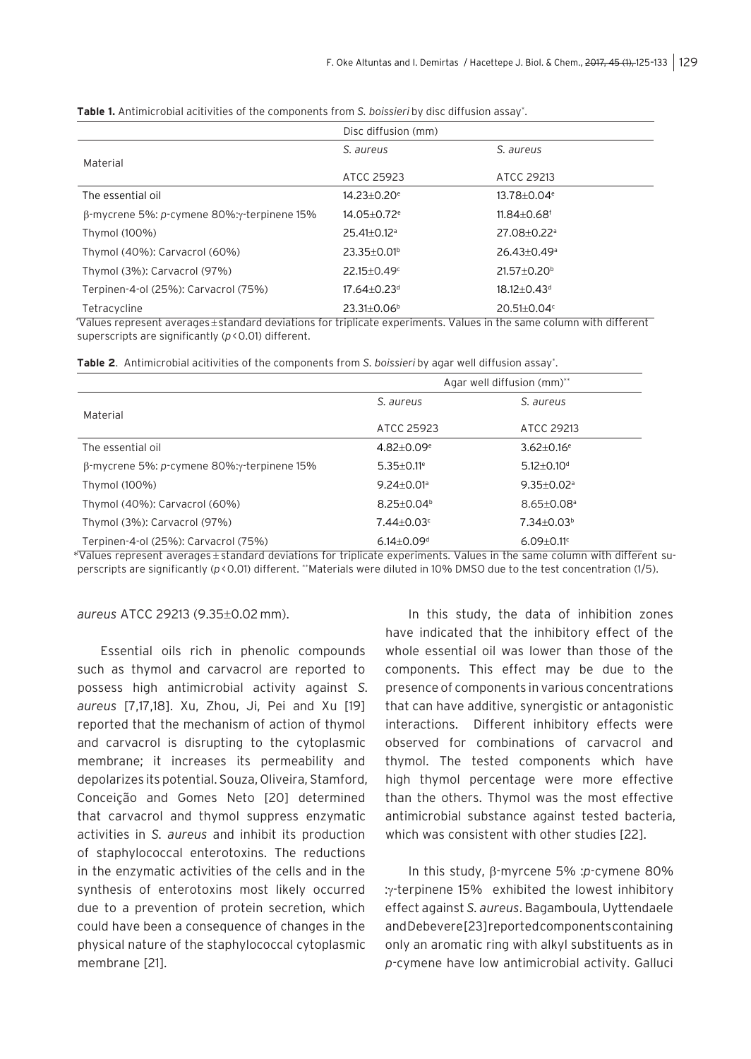**Table 1.** Antimicrobial acitivities of the components from *S. boissieri* by disc diffusion assay*.

| Material | Disc diffusion (mm) | |
|---|---|---|
| | *S. aureus* ATCC 25923 | *S. aureus* ATCC 29213 |
| The essential oil | 14.23±0.20[e] | 13.78±0.04[e] |
| β-mycrene 5%: *p*-cymene 80%:γ-terpinene 15% | 14.05±0.72[e] | 11.84±0.68[f] |
| Thymol (100%) | 25.41±0.12[a] | 27.08±0.22[a] |
| Thymol (40%): Carvacrol (60%) | 23.35±0.01[b] | 26.43±0.49[a] |
| Thymol (3%): Carvacrol (97%) | 22.15±0.49[c] | 21.57±0.20[b] |
| Terpinen-4-ol (25%): Carvacrol (75%) | 17.64±0.23[d] | 18.12±0.43[d] |
| Tetracycline | 23.31±0.06[b] | 20.51±0.04[c] |

*Values represent averages ± standard deviations for triplicate experiments. Values in the same column with different superscripts are significantly ($p$ < 0.01) different.

**Table 2**. Antimicrobial acitivities of the components from *S. boissieri* by agar well diffusion assay*.

| Material | Agar well diffusion (mm)** | |
|---|---|---|
| | *S. aureus* ATCC 25923 | *S. aureus* ATCC 29213 |
| The essential oil | 4.82±0.09[e] | 3.62±0.16[e] |
| β-mycrene 5%: *p*-cymene 80%:γ-terpinene 15% | 5.35±0.11[e] | 5.12±0.10[d] |
| Thymol (100%) | 9.24±0.01[a] | 9.35±0.02[a] |
| Thymol (40%): Carvacrol (60%) | 8.25±0.04[b] | 8.65±0.08[a] |
| Thymol (3%): Carvacrol (97%) | 7.44±0.03[c] | 7.34±0.03[b] |
| Terpinen-4-ol (25%): Carvacrol (75%) | 6.14±0.09[d] | 6.09±0.11[c] |

*Values represent averages ± standard deviations for triplicate experiments. Values in the same column with different superscripts are significantly ($p$ < 0.01) different. **Materials were diluted in 10% DMSO due to the test concentration (1/5).

*aureus* ATCC 29213 (9.35±0.02 mm).

Essential oils rich in phenolic compounds such as thymol and carvacrol are reported to possess high antimicrobial activity against *S. aureus* [7,17,18]. Xu, Zhou, Ji, Pei and Xu [19] reported that the mechanism of action of thymol and carvacrol is disrupting to the cytoplasmic membrane; it increases its permeability and depolarizes its potential. Souza, Oliveira, Stamford, Conceição and Gomes Neto [20] determined that carvacrol and thymol suppress enzymatic activities in *S. aureus* and inhibit its production of staphylococcal enterotoxins. The reductions in the enzymatic activities of the cells and in the synthesis of enterotoxins most likely occurred due to a prevention of protein secretion, which could have been a consequence of changes in the physical nature of the staphylococcal cytoplasmic membrane [21].

In this study, the data of inhibition zones have indicated that the inhibitory effect of the whole essential oil was lower than those of the components. This effect may be due to the presence of components in various concentrations that can have additive, synergistic or antagonistic interactions. Different inhibitory effects were observed for combinations of carvacrol and thymol. The tested components which have high thymol percentage were more effective than the others. Thymol was the most effective antimicrobial substance against tested bacteria, which was consistent with other studies [22].

In this study, β-myrcene 5% :*p*-cymene 80% :γ-terpinene 15% exhibited the lowest inhibitory effect against *S. aureus*. Bagamboula, Uyttendaele and Debevere [23] reported components containing only an aromatic ring with alkyl substituents as in *p*-cymene have low antimicrobial activity. Galluci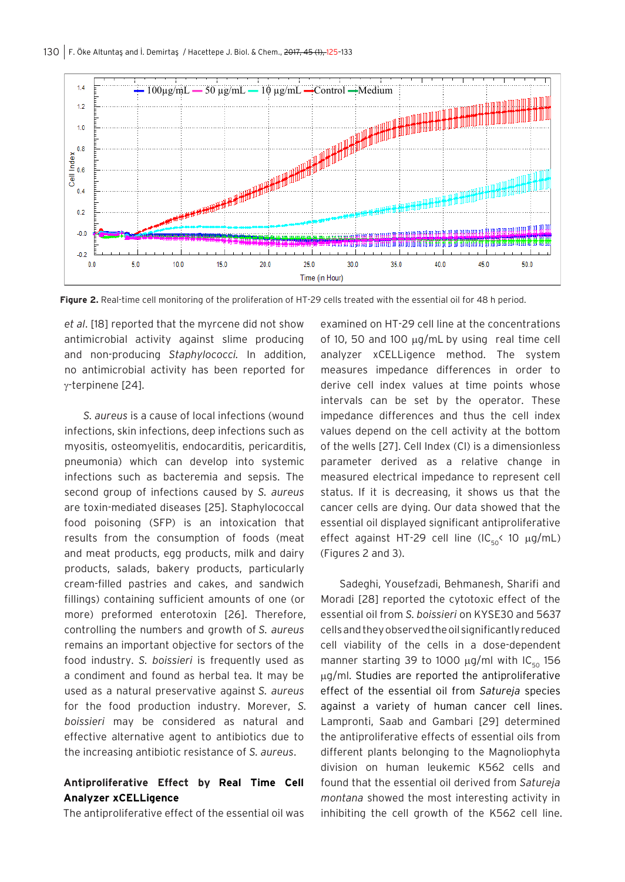**Figure 2.** Real-time cell monitoring of the proliferation of HT-29 cells treated with the essential oil for 48 h period.

*et al*. [18] reported that the myrcene did not show antimicrobial activity against slime producing and non-producing *Staphylococci*. In addition, no antimicrobial activity has been reported for γ-terpinene [24].

*S. aureus* is a cause of local infections (wound infections, skin infections, deep infections such as myositis, osteomyelitis, endocarditis, pericarditis, pneumonia) which can develop into systemic infections such as bacteremia and sepsis. The second group of infections caused by *S. aureus* are toxin-mediated diseases [25]. Staphylococcal food poisoning (SFP) is an intoxication that results from the consumption of foods (meat and meat products, egg products, milk and dairy products, salads, bakery products, particularly cream-filled pastries and cakes, and sandwich fillings) containing sufficient amounts of one (or more) preformed enterotoxin [26]. Therefore, controlling the numbers and growth of *S. aureus* remains an important objective for sectors of the food industry. *S. boissieri* is frequently used as a condiment and found as herbal tea. It may be used as a natural preservative against *S. aureus* for the food production industry. Morever, *S. boissieri* may be considered as natural and effective alternative agent to antibiotics due to the increasing antibiotic resistance of *S. aureus*.

**Antiproliferative Effect by Real Time Cell Analyzer xCELLigence**

The antiproliferative effect of the essential oil was examined on HT-29 cell line at the concentrations of 10, 50 and 100 μg/mL by using real time cell analyzer xCELLigence method. The system measures impedance differences in order to derive cell index values at time points whose intervals can be set by the operator. These impedance differences and thus the cell index values depend on the cell activity at the bottom of the wells [27]. Cell Index (CI) is a dimensionless parameter derived as a relative change in measured electrical impedance to represent cell status. If it is decreasing, it shows us that the cancer cells are dying. Our data showed that the essential oil displayed significant antiproliferative effect against HT-29 cell line ($IC_{50}$< 10 μg/mL) (Figures 2 and 3).

Sadeghi, Yousefzadi, Behmanesh, Sharifi and Moradi [28] reported the cytotoxic effect of the essential oil from *S. boissieri* on KYSE30 and 5637 cells and they observed the oil significantly reduced cell viability of the cells in a dose-dependent manner starting 39 to 1000 μg/ml with $IC_{50}$ 156 μg/ml. Studies are reported the antiproliferative effect of the essential oil from *Satureja* species against a variety of human cancer cell lines. Lampronti, Saab and Gambari [29] determined the antiproliferative effects of essential oils from different plants belonging to the Magnoliophyta division on human leukemic K562 cells and found that the essential oil derived from *Satureja montana* showed the most interesting activity in inhibiting the cell growth of the K562 cell line.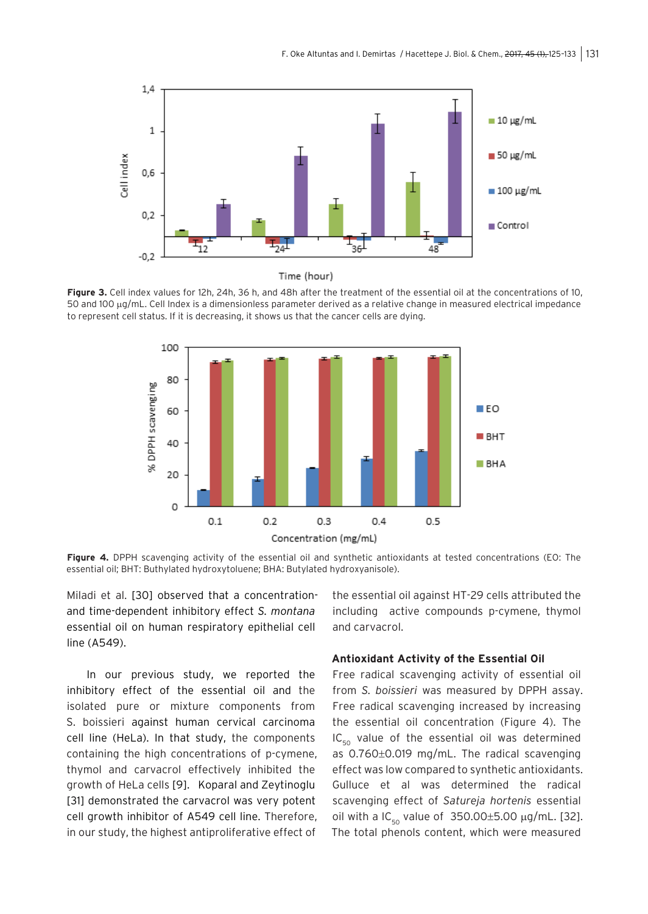**Figure 3.** Cell index values for 12h, 24h, 36 h, and 48h after the treatment of the essential oil at the concentrations of 10, 50 and 100 µg/mL. Cell Index is a dimensionless parameter derived as a relative change in measured electrical impedance to represent cell status. If it is decreasing, it shows us that the cancer cells are dying.

**Figure 4.** DPPH scavenging activity of the essential oil and synthetic antioxidants at tested concentrations (EO: The essential oil; BHT: Buthylated hydroxytoluene; BHA: Butylated hydroxyanisole).

Miladi et al. [30] observed that a concentration- and time-dependent inhibitory effect *S. montana* essential oil on human respiratory epithelial cell line (A549).

In our previous study, we reported the inhibitory effect of the essential oil and the isolated pure or mixture components from S. boissieri against human cervical carcinoma cell line (HeLa). In that study, the components containing the high concentrations of p-cymene, thymol and carvacrol effectively inhibited the growth of HeLa cells [9]. Koparal and Zeytinoglu [31] demonstrated the carvacrol was very potent cell growth inhibitor of A549 cell line. Therefore, in our study, the highest antiproliferative effect of the essential oil against HT-29 cells attributed the including active compounds p-cymene, thymol and carvacrol.

### Antioxidant Activity of the Essential Oil

Free radical scavenging activity of essential oil from *S. boissieri* was measured by DPPH assay. Free radical scavenging increased by increasing the essential oil concentration (Figure 4). The $IC_{50}$ value of the essential oil was determined as 0.760±0.019 mg/mL. The radical scavenging effect was low compared to synthetic antioxidants. Gulluce et al was determined the radical scavenging effect of *Satureja hortensis* essential oil with a $IC_{50}$ value of 350.00±5.00 µg/mL. [32]. The total phenols content, which were measured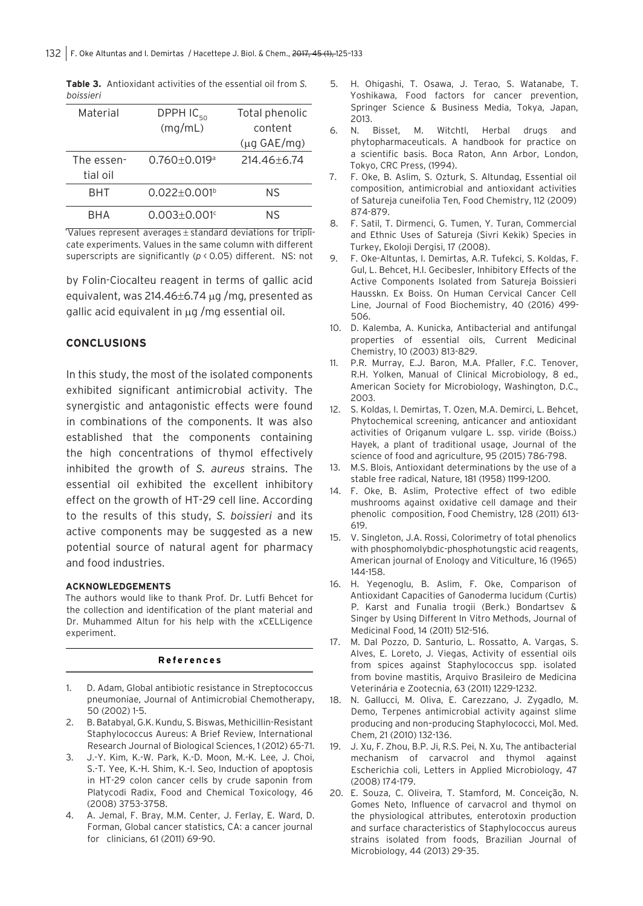**Table 3.** Antioxidant activities of the essential oil from *S. boissieri*

| Material | DPPH $IC_{50}$ (mg/mL) | Total phenolic content (μg GAE/mg) |
|---|---|---|
| The essential oil | 0.760±0.019[a] | 214.46±6.74 |
| BHT | 0.022±0.001[b] | NS |
| BHA | 0.003±0.001[c] | NS |

*Values represent averages ± standard deviations for triplicate experiments. Values in the same column with different superscripts are significantly ($p < 0.05$) different. NS: not

by Folin-Ciocalteu reagent in terms of gallic acid equivalent, was 214.46±6.74 μg /mg, presented as gallic acid equivalent in μg /mg essential oil.

## CONCLUSIONS

In this study, the most of the isolated components exhibited significant antimicrobial activity. The synergistic and antagonistic effects were found in combinations of the components. It was also established that the components containing the high concentrations of thymol effectively inhibited the growth of *S. aureus* strains. The essential oil exhibited the excellent inhibitory effect on the growth of HT-29 cell line. According to the results of this study, *S. boissieri* and its active components may be suggested as a new potential source of natural agent for pharmacy and food industries.

### ACKNOWLEDGEMENTS

The authors would like to thank Prof. Dr. Lutfi Behcet for the collection and identification of the plant material and Dr. Muhammed Altun for his help with the xCELLigence experiment.

## References

1. D. Adam, Global antibiotic resistance in Streptococcus pneumoniae, Journal of Antimicrobial Chemotherapy, 50 (2002) 1-5.
2. B. Batabyal, G.K. Kundu, S. Biswas, Methicillin-Resistant Staphylococcus Aureus: A Brief Review, International Research Journal of Biological Sciences, 1 (2012) 65-71.
3. J.-Y. Kim, K.-W. Park, K.-D. Moon, M.-K. Lee, J. Choi, S.-T. Yee, K.-H. Shim, K.-I. Seo, Induction of apoptosis in HT-29 colon cancer cells by crude saponin from Platycodi Radix, Food and Chemical Toxicology, 46 (2008) 3753-3758.
4. A. Jemal, F. Bray, M.M. Center, J. Ferlay, E. Ward, D. Forman, Global cancer statistics, CA: a cancer journal for clinicians, 61 (2011) 69-90.
5. H. Ohigashi, T. Osawa, J. Terao, S. Watanabe, T. Yoshikawa, Food factors for cancer prevention, Springer Science & Business Media, Tokya, Japan, 2013.
6. N. Bisset, M. Witchtl, Herbal drugs and phytopharmaceuticals. A handbook for practice on a scientific basis. Boca Raton, Ann Arbor, London, Tokyo, CRC Press, (1994).
7. F. Oke, B. Aslim, S. Ozturk, S. Altundag, Essential oil composition, antimicrobial and antioxidant activities of Satureja cuneifolia Ten, Food Chemistry, 112 (2009) 874-879.
8. F. Satil, T. Dirmenci, G. Tumen, Y. Turan, Commercial and Ethnic Uses of Satureja (Sivri Kekik) Species in Turkey, Ekoloji Dergisi, 17 (2008).
9. F. Oke-Altuntas, I. Demirtas, A.R. Tufekci, S. Koldas, F. Gul, L. Behcet, H.I. Gecibesler, Inhibitory Effects of the Active Components Isolated from Satureja Boissieri Hausskn. Ex Boiss. On Human Cervical Cancer Cell Line, Journal of Food Biochemistry, 40 (2016) 499-506.
10. D. Kalemba, A. Kunicka, Antibacterial and antifungal properties of essential oils, Current Medicinal Chemistry, 10 (2003) 813-829.
11. P.R. Murray, E.J. Baron, M.A. Pfaller, F.C. Tenover, R.H. Yolken, Manual of Clinical Microbiology, 8 ed., American Society for Microbiology, Washington, D.C., 2003.
12. S. Koldas, I. Demirtas, T. Ozen, M.A. Demirci, L. Behcet, Phytochemical screening, anticancer and antioxidant activities of Origanum vulgare L. ssp. viride (Boiss.) Hayek, a plant of traditional usage, Journal of the science of food and agriculture, 95 (2015) 786-798.
13. M.S. Blois, Antioxidant determinations by the use of a stable free radical, Nature, 181 (1958) 1199-1200.
14. F. Oke, B. Aslim, Protective effect of two edible mushrooms against oxidative cell damage and their phenolic composition, Food Chemistry, 128 (2011) 613-619.
15. V. Singleton, J.A. Rossi, Colorimetry of total phenolics with phosphomolybdic-phosphotungstic acid reagents, American journal of Enology and Viticulture, 16 (1965) 144-158.
16. H. Yegenoglu, B. Aslim, F. Oke, Comparison of Antioxidant Capacities of Ganoderma lucidum (Curtis) P. Karst and Funalia trogii (Berk.) Bondartsev & Singer by Using Different In Vitro Methods, Journal of Medicinal Food, 14 (2011) 512-516.
17. M. Dal Pozzo, D. Santurio, L. Rossatto, A. Vargas, S. Alves, E. Loreto, J. Viegas, Activity of essential oils from spices against Staphylococcus spp. isolated from bovine mastitis, Arquivo Brasileiro de Medicina Veterinária e Zootecnia, 63 (2011) 1229-1232.
18. N. Gallucci, M. Oliva, E. Carezzano, J. Zygadlo, M. Demo, Terpenes antimicrobial activity against slime producing and non–producing Staphylococci, Mol. Med. Chem, 21 (2010) 132-136.
19. J. Xu, F. Zhou, B.P. Ji, R.S. Pei, N. Xu, The antibacterial mechanism of carvacrol and thymol against Escherichia coli, Letters in Applied Microbiology, 47 (2008) 174-179.
20. E. Souza, C. Oliveira, T. Stamford, M. Conceição, N. Gomes Neto, Influence of carvacrol and thymol on the physiological attributes, enterotoxin production and surface characteristics of Staphylococcus aureus strains isolated from foods, Brazilian Journal of Microbiology, 44 (2013) 29-35.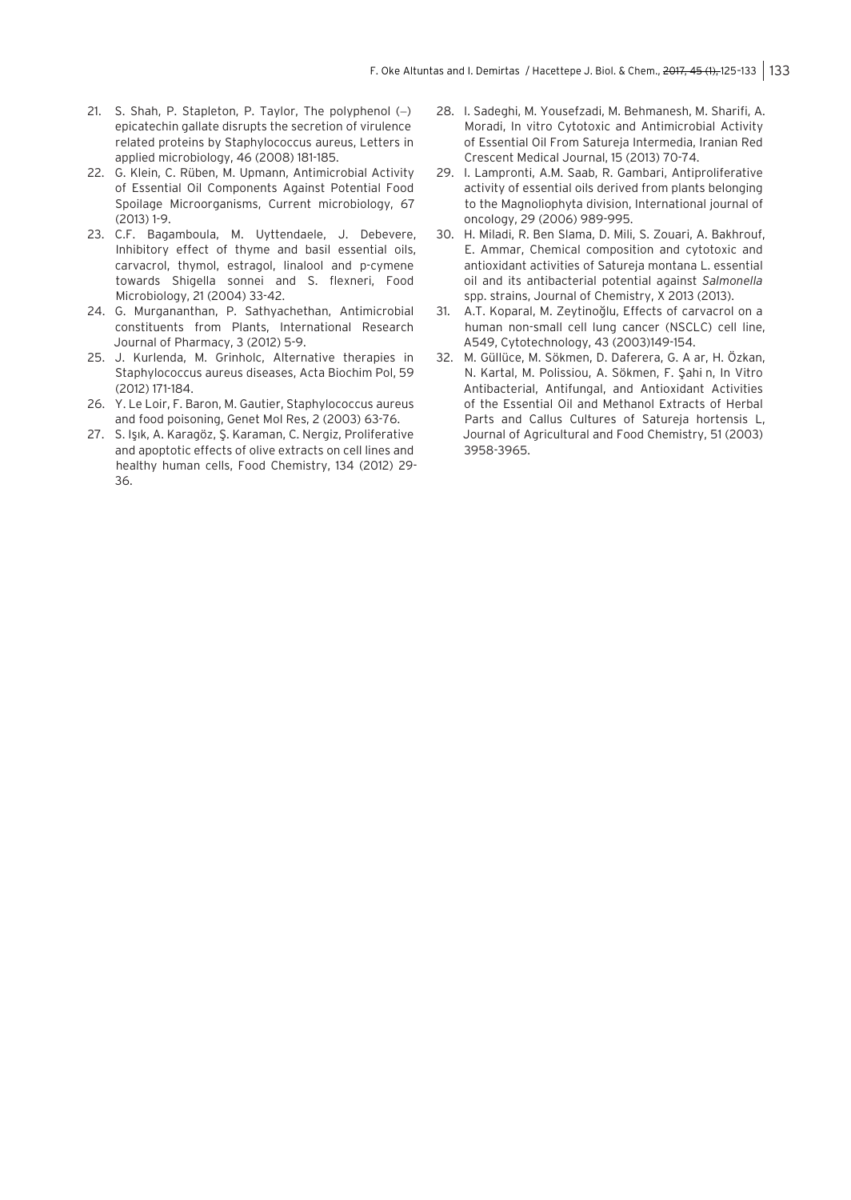21. S. Shah, P. Stapleton, P. Taylor, The polyphenol (−) epicatechin gallate disrupts the secretion of virulence related proteins by Staphylococcus aureus, Letters in applied microbiology, 46 (2008) 181-185.
22. G. Klein, C. Rüben, M. Upmann, Antimicrobial Activity of Essential Oil Components Against Potential Food Spoilage Microorganisms, Current microbiology, 67 (2013) 1-9.
23. C.F. Bagamboula, M. Uyttendaele, J. Debevere, Inhibitory effect of thyme and basil essential oils, carvacrol, thymol, estragol, linalool and p-cymene towards Shigella sonnei and S. flexneri, Food Microbiology, 21 (2004) 33-42.
24. G. Murgananthan, P. Sathyachethan, Antimicrobial constituents from Plants, International Research Journal of Pharmacy, 3 (2012) 5-9.
25. J. Kurlenda, M. Grinholc, Alternative therapies in Staphylococcus aureus diseases, Acta Biochim Pol, 59 (2012) 171-184.
26. Y. Le Loir, F. Baron, M. Gautier, Staphylococcus aureus and food poisoning, Genet Mol Res, 2 (2003) 63-76.
27. S. Işık, A. Karagöz, Ş. Karaman, C. Nergiz, Proliferative and apoptotic effects of olive extracts on cell lines and healthy human cells, Food Chemistry, 134 (2012) 29-36.
28. I. Sadeghi, M. Yousefzadi, M. Behmanesh, M. Sharifi, A. Moradi, In vitro Cytotoxic and Antimicrobial Activity of Essential Oil From Satureja Intermedia, Iranian Red Crescent Medical Journal, 15 (2013) 70-74.
29. I. Lampronti, A.M. Saab, R. Gambari, Antiproliferative activity of essential oils derived from plants belonging to the Magnoliophyta division, International journal of oncology, 29 (2006) 989-995.
30. H. Miladi, R. Ben Slama, D. Mili, S. Zouari, A. Bakhrouf, E. Ammar, Chemical composition and cytotoxic and antioxidant activities of Satureja montana L. essential oil and its antibacterial potential against *Salmonella* spp. strains, Journal of Chemistry, X 2013 (2013).
31. A.T. Koparal, M. Zeytinoğlu, Effects of carvacrol on a human non-small cell lung cancer (NSCLC) cell line, A549, Cytotechnology, 43 (2003)149-154.
32. M. Güllüce, M. Sökmen, D. Daferera, G. A ar, H. Özkan, N. Kartal, M. Polissiou, A. Sökmen, F. Şahi n, In Vitro Antibacterial, Antifungal, and Antioxidant Activities of the Essential Oil and Methanol Extracts of Herbal Parts and Callus Cultures of Satureja hortensis L, Journal of Agricultural and Food Chemistry, 51 (2003) 3958-3965.